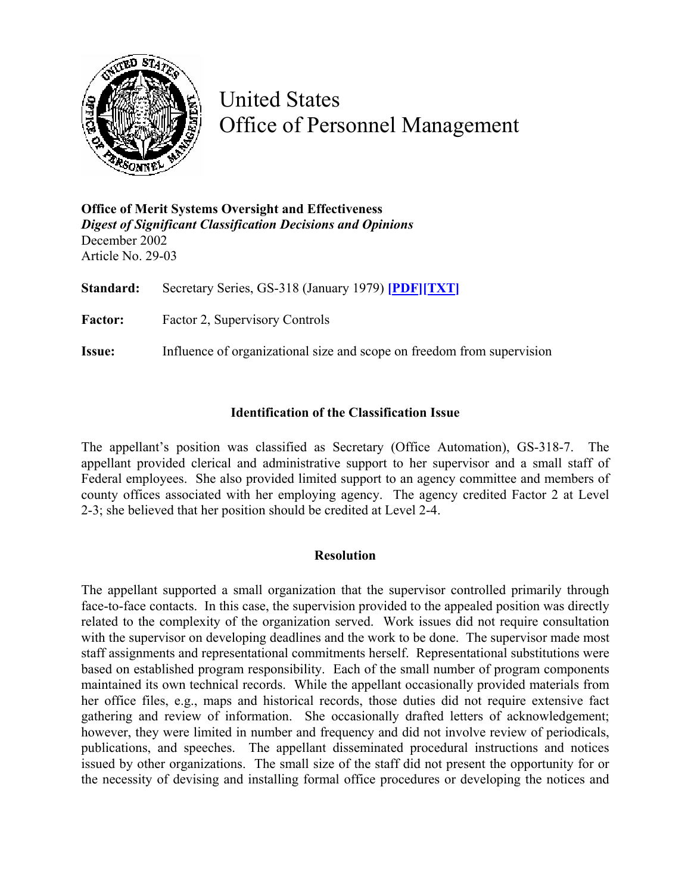# United States Office of Personnel Management

**Office of Merit Systems Oversight and Effectiveness**
***Digest of Significant Classification Decisions and Opinions***
December 2002
Article No. 29-03

**Standard:** Secretary Series, GS-318 (January 1979) **[PDF][TXT]**

**Factor:** Factor 2, Supervisory Controls

**Issue:** Influence of organizational size and scope on freedom from supervision

### Identification of the Classification Issue

The appellant's position was classified as Secretary (Office Automation), GS-318-7. The appellant provided clerical and administrative support to her supervisor and a small staff of Federal employees. She also provided limited support to an agency committee and members of county offices associated with her employing agency. The agency credited Factor 2 at Level 2-3; she believed that her position should be credited at Level 2-4.

### Resolution

The appellant supported a small organization that the supervisor controlled primarily through face-to-face contacts. In this case, the supervision provided to the appealed position was directly related to the complexity of the organization served. Work issues did not require consultation with the supervisor on developing deadlines and the work to be done. The supervisor made most staff assignments and representational commitments herself. Representational substitutions were based on established program responsibility. Each of the small number of program components maintained its own technical records. While the appellant occasionally provided materials from her office files, e.g., maps and historical records, those duties did not require extensive fact gathering and review of information. She occasionally drafted letters of acknowledgement; however, they were limited in number and frequency and did not involve review of periodicals, publications, and speeches. The appellant disseminated procedural instructions and notices issued by other organizations. The small size of the staff did not present the opportunity for or the necessity of devising and installing formal office procedures or developing the notices and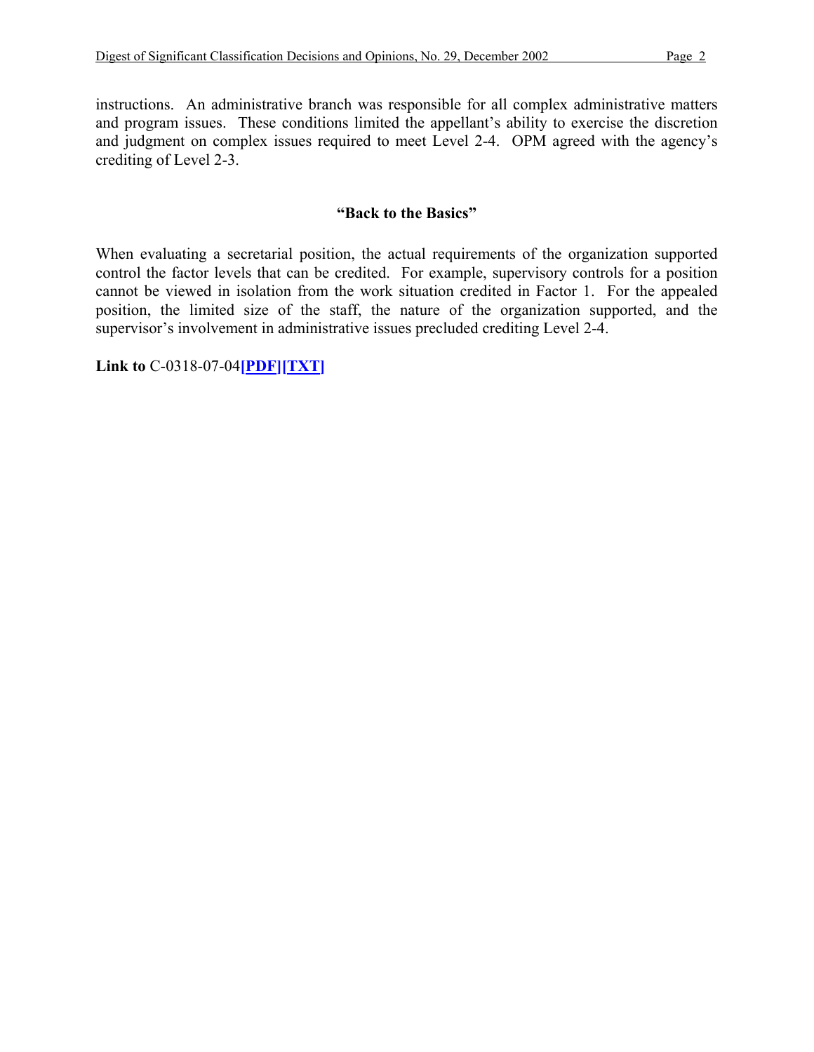instructions. An administrative branch was responsible for all complex administrative matters and program issues. These conditions limited the appellant's ability to exercise the discretion and judgment on complex issues required to meet Level 2-4. OPM agreed with the agency's crediting of Level 2-3.

### "Back to the Basics"

When evaluating a secretarial position, the actual requirements of the organization supported control the factor levels that can be credited. For example, supervisory controls for a position cannot be viewed in isolation from the work situation credited in Factor 1. For the appealed position, the limited size of the staff, the nature of the organization supported, and the supervisor's involvement in administrative issues precluded crediting Level 2-4.

**Link to** C-0318-07-04**[PDF][TXT]**